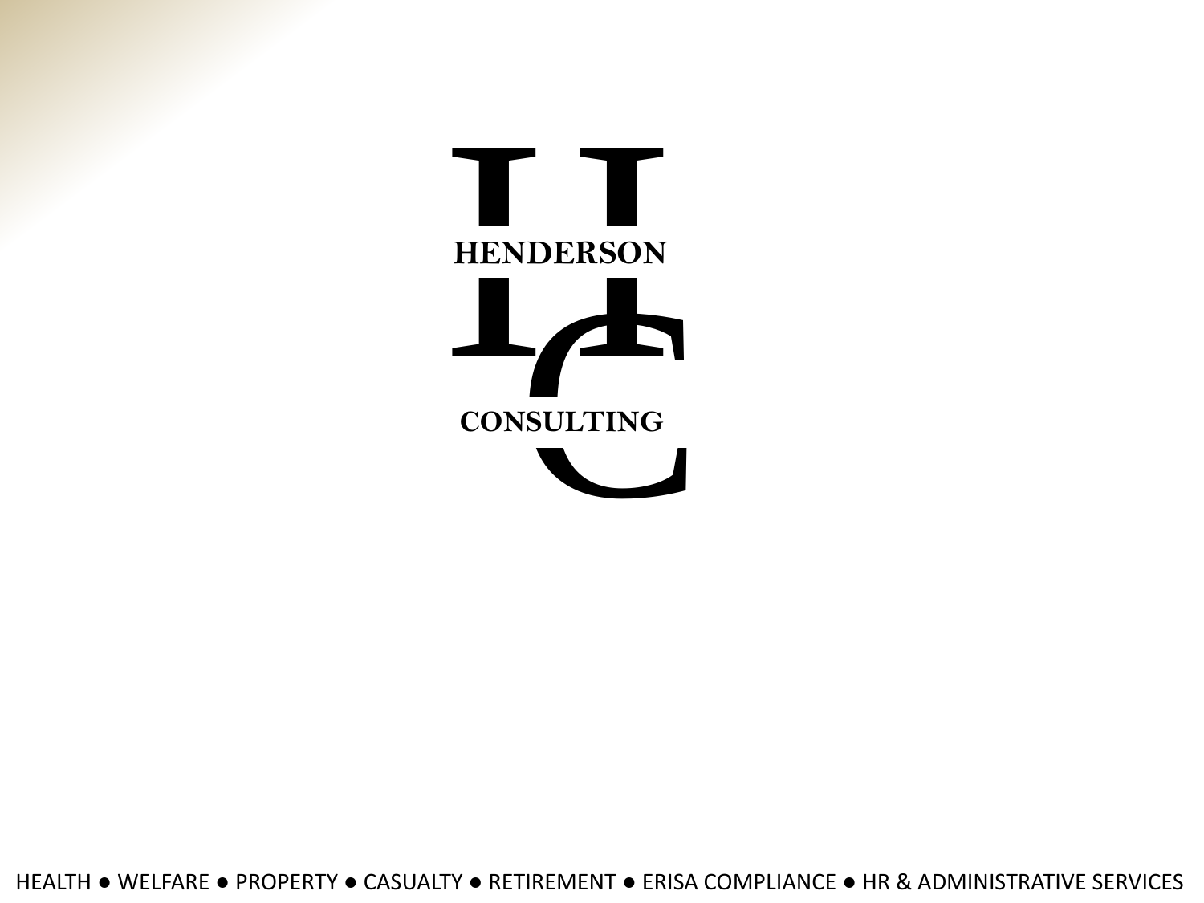HENDERSON

CONSULTING

HEALTH ● WELFARE ● PROPERTY ● CASUALTY ● RETIREMENT ● ERISA COMPLIANCE ● HR & ADMINISTRATIVE SERVICES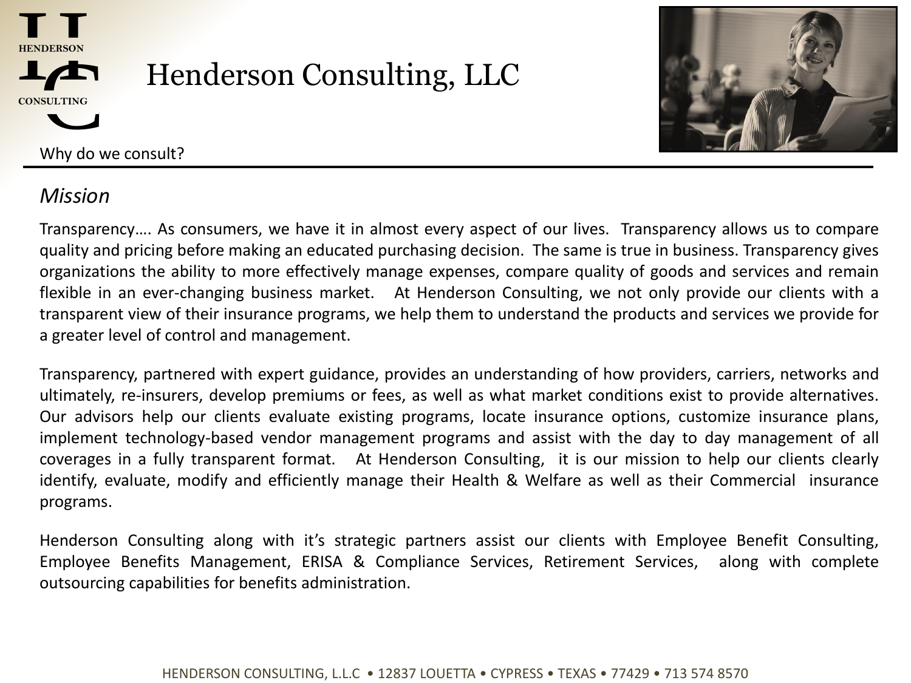# Henderson Consulting, LLC

Why do we consult?

## *Mission*

Transparency…. As consumers, we have it in almost every aspect of our lives. Transparency allows us to compare quality and pricing before making an educated purchasing decision. The same is true in business. Transparency gives organizations the ability to more effectively manage expenses, compare quality of goods and services and remain flexible in an ever-changing business market. At Henderson Consulting, we not only provide our clients with a transparent view of their insurance programs, we help them to understand the products and services we provide for a greater level of control and management.

Transparency, partnered with expert guidance, provides an understanding of how providers, carriers, networks and ultimately, re-insurers, develop premiums or fees, as well as what market conditions exist to provide alternatives. Our advisors help our clients evaluate existing programs, locate insurance options, customize insurance plans, implement technology-based vendor management programs and assist with the day to day management of all coverages in a fully transparent format. At Henderson Consulting, it is our mission to help our clients clearly identify, evaluate, modify and efficiently manage their Health & Welfare as well as their Commercial insurance programs.

Henderson Consulting along with it's strategic partners assist our clients with Employee Benefit Consulting, Employee Benefits Management, ERISA & Compliance Services, Retirement Services, along with complete outsourcing capabilities for benefits administration.

HENDERSON CONSULTING, L.L.C • 12837 LOUETTA • CYPRESS • TEXAS • 77429 • 713 574 8570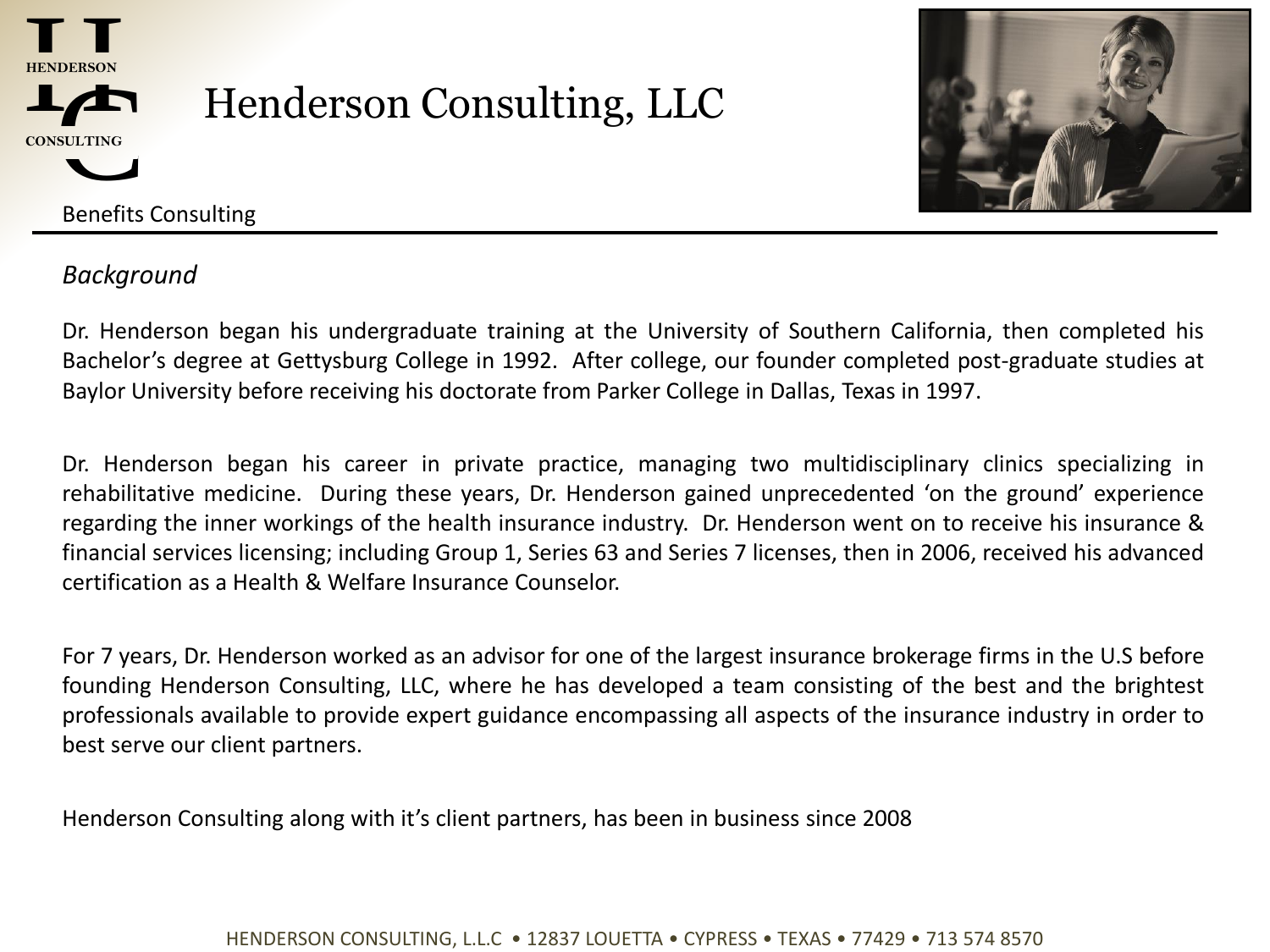# Henderson Consulting, LLC

Benefits Consulting

*Background*

Dr. Henderson began his undergraduate training at the University of Southern California, then completed his Bachelor's degree at Gettysburg College in 1992. After college, our founder completed post-graduate studies at Baylor University before receiving his doctorate from Parker College in Dallas, Texas in 1997.

Dr. Henderson began his career in private practice, managing two multidisciplinary clinics specializing in rehabilitative medicine. During these years, Dr. Henderson gained unprecedented 'on the ground' experience regarding the inner workings of the health insurance industry. Dr. Henderson went on to receive his insurance & financial services licensing; including Group 1, Series 63 and Series 7 licenses, then in 2006, received his advanced certification as a Health & Welfare Insurance Counselor.

For 7 years, Dr. Henderson worked as an advisor for one of the largest insurance brokerage firms in the U.S before founding Henderson Consulting, LLC, where he has developed a team consisting of the best and the brightest professionals available to provide expert guidance encompassing all aspects of the insurance industry in order to best serve our client partners.

Henderson Consulting along with it's client partners, has been in business since 2008

HENDERSON CONSULTING, L.L.C • 12837 LOUETTA • CYPRESS • TEXAS • 77429 • 713 574 8570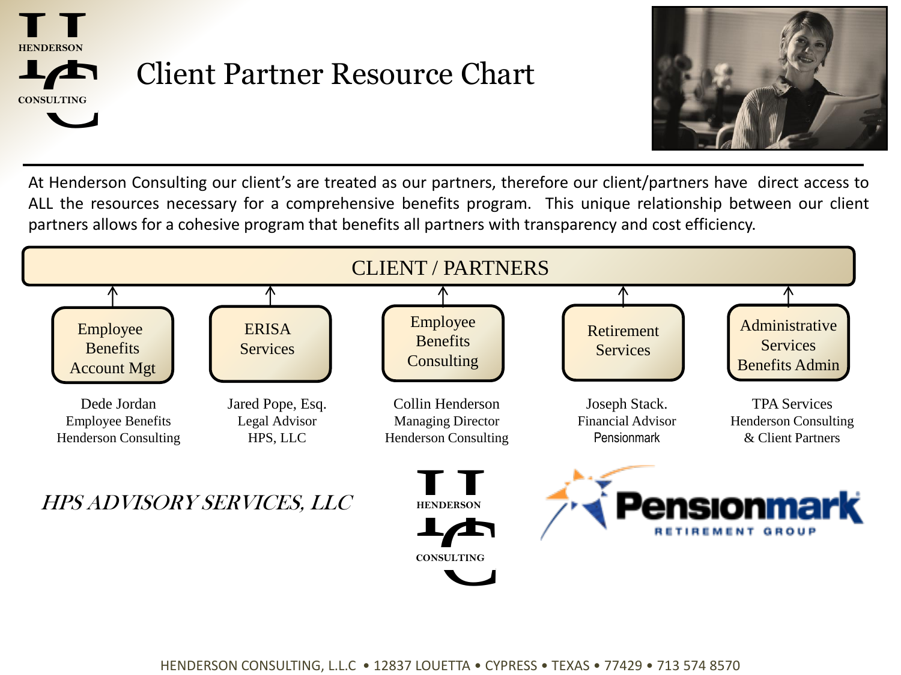# Client Partner Resource Chart

At Henderson Consulting our client's are treated as our partners, therefore our client/partners have direct access to ALL the resources necessary for a comprehensive benefits program. This unique relationship between our client partners allows for a cohesive program that benefits all partners with transparency and cost efficiency.

## CLIENT / PARTNERS

| Employee Benefits Account Mgt | ERISA Services | Employee Benefits Consulting | Retirement Services | Administrative Services Benefits Admin |
|---|---|---|---|---|
| Dede Jordan<br>Employee Benefits<br>Henderson Consulting | Jared Pope, Esq.<br>Legal Advisor<br>HPS, LLC | Collin Henderson<br>Managing Director<br>Henderson Consulting | Joseph Stack.<br>Financial Advisor<br>Pensionmark | TPA Services<br>Henderson Consulting<br>& Client Partners |

*HPS ADVISORY SERVICES, LLC*

HENDERSON CONSULTING

Pensionmark RETIREMENT GROUP

HENDERSON CONSULTING, L.L.C • 12837 LOUETTA • CYPRESS • TEXAS • 77429 • 713 574 8570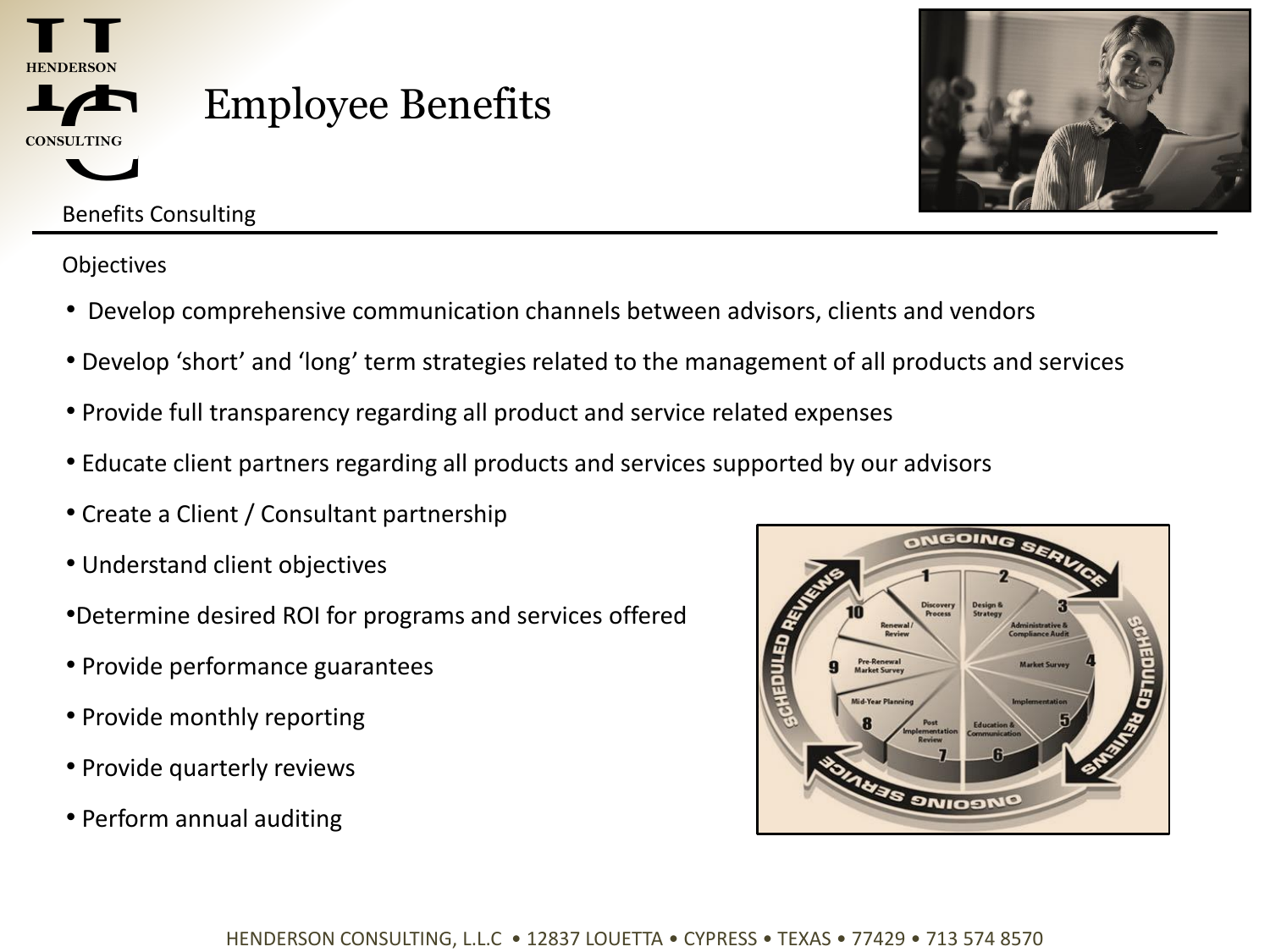# Employee Benefits

Benefits Consulting

Objectives

- Develop comprehensive communication channels between advisors, clients and vendors
- Develop 'short' and 'long' term strategies related to the management of all products and services
- Provide full transparency regarding all product and service related expenses
- Educate client partners regarding all products and services supported by our advisors
- Create a Client / Consultant partnership
- Understand client objectives
- Determine desired ROI for programs and services offered
- Provide performance guarantees
- Provide monthly reporting
- Provide quarterly reviews
- Perform annual auditing

HENDERSON CONSULTING, L.L.C • 12837 LOUETTA • CYPRESS • TEXAS • 77429 • 713 574 8570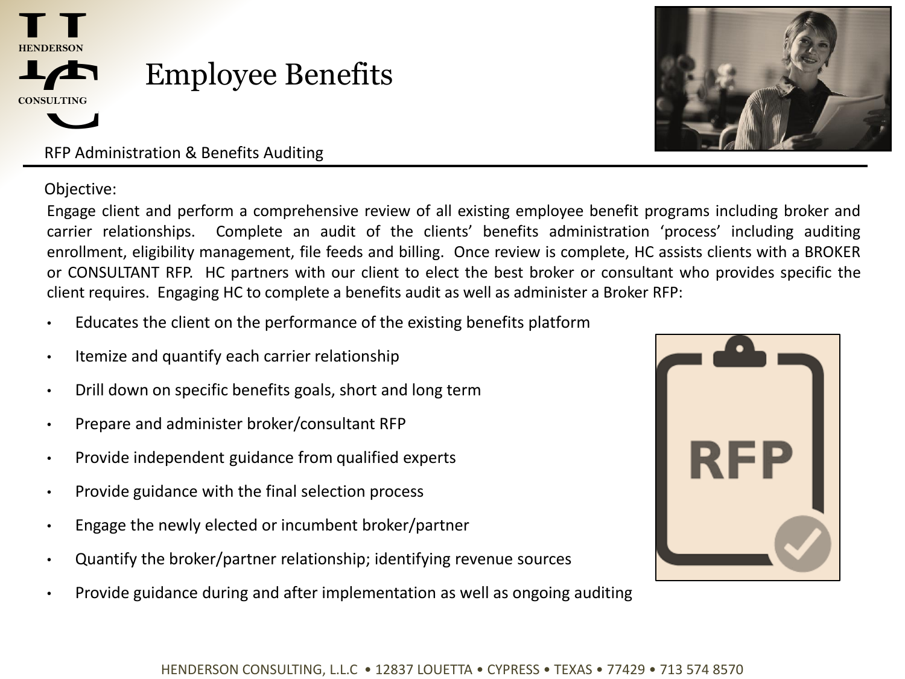# Employee Benefits

RFP Administration & Benefits Auditing

Objective:

Engage client and perform a comprehensive review of all existing employee benefit programs including broker and carrier relationships. Complete an audit of the clients' benefits administration 'process' including auditing enrollment, eligibility management, file feeds and billing. Once review is complete, HC assists clients with a BROKER or CONSULTANT RFP. HC partners with our client to elect the best broker or consultant who provides specific the client requires. Engaging HC to complete a benefits audit as well as administer a Broker RFP:

- Educates the client on the performance of the existing benefits platform
- Itemize and quantify each carrier relationship
- Drill down on specific benefits goals, short and long term
- Prepare and administer broker/consultant RFP
- Provide independent guidance from qualified experts
- Provide guidance with the final selection process
- Engage the newly elected or incumbent broker/partner
- Quantify the broker/partner relationship; identifying revenue sources
- Provide guidance during and after implementation as well as ongoing auditing

HENDERSON CONSULTING, L.L.C • 12837 LOUETTA • CYPRESS • TEXAS • 77429 • 713 574 8570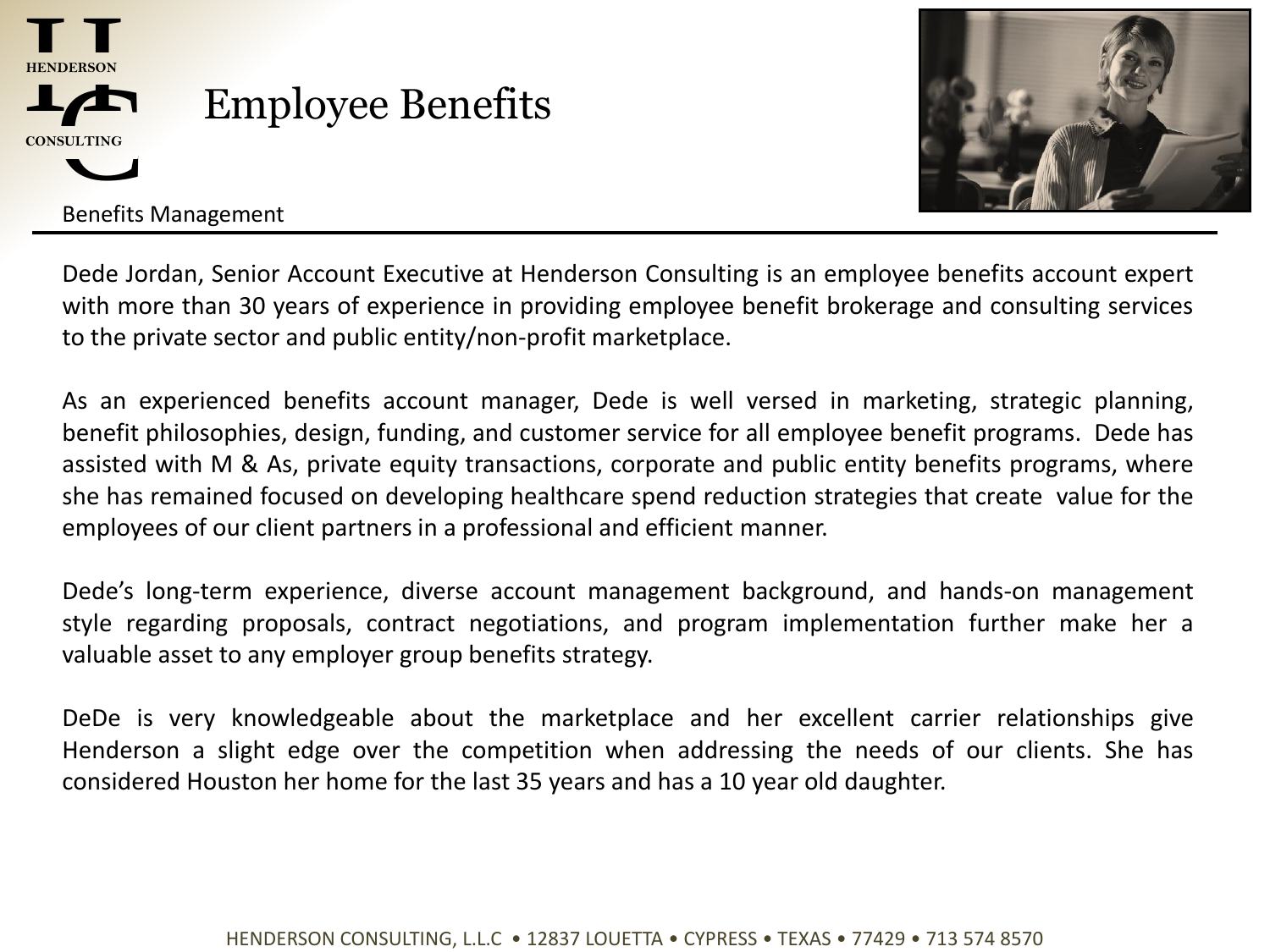# Employee Benefits

Benefits Management

Dede Jordan, Senior Account Executive at Henderson Consulting is an employee benefits account expert with more than 30 years of experience in providing employee benefit brokerage and consulting services to the private sector and public entity/non-profit marketplace.

As an experienced benefits account manager, Dede is well versed in marketing, strategic planning, benefit philosophies, design, funding, and customer service for all employee benefit programs. Dede has assisted with M & As, private equity transactions, corporate and public entity benefits programs, where she has remained focused on developing healthcare spend reduction strategies that create value for the employees of our client partners in a professional and efficient manner.

Dede's long-term experience, diverse account management background, and hands-on management style regarding proposals, contract negotiations, and program implementation further make her a valuable asset to any employer group benefits strategy.

DeDe is very knowledgeable about the marketplace and her excellent carrier relationships give Henderson a slight edge over the competition when addressing the needs of our clients. She has considered Houston her home for the last 35 years and has a 10 year old daughter.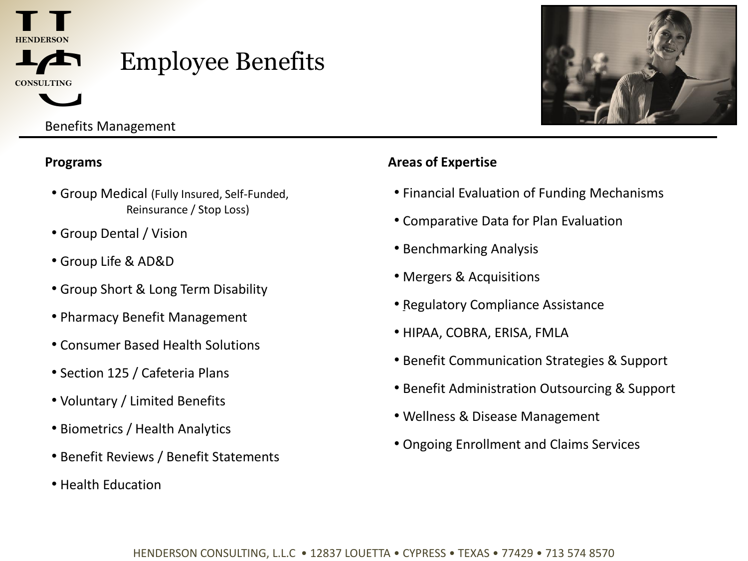# Employee Benefits

Benefits Management

**Programs**

- Group Medical (Fully Insured, Self-Funded, Reinsurance / Stop Loss)
- Group Dental / Vision
- Group Life & AD&D
- Group Short & Long Term Disability
- Pharmacy Benefit Management
- Consumer Based Health Solutions
- Section 125 / Cafeteria Plans
- Voluntary / Limited Benefits
- Biometrics / Health Analytics
- Benefit Reviews / Benefit Statements
- Health Education

**Areas of Expertise**

- Financial Evaluation of Funding Mechanisms
- Comparative Data for Plan Evaluation
- Benchmarking Analysis
- Mergers & Acquisitions
- Regulatory Compliance Assistance
- HIPAA, COBRA, ERISA, FMLA
- Benefit Communication Strategies & Support
- Benefit Administration Outsourcing & Support
- Wellness & Disease Management
- Ongoing Enrollment and Claims Services

HENDERSON CONSULTING, L.L.C • 12837 LOUETTA • CYPRESS • TEXAS • 77429 • 713 574 8570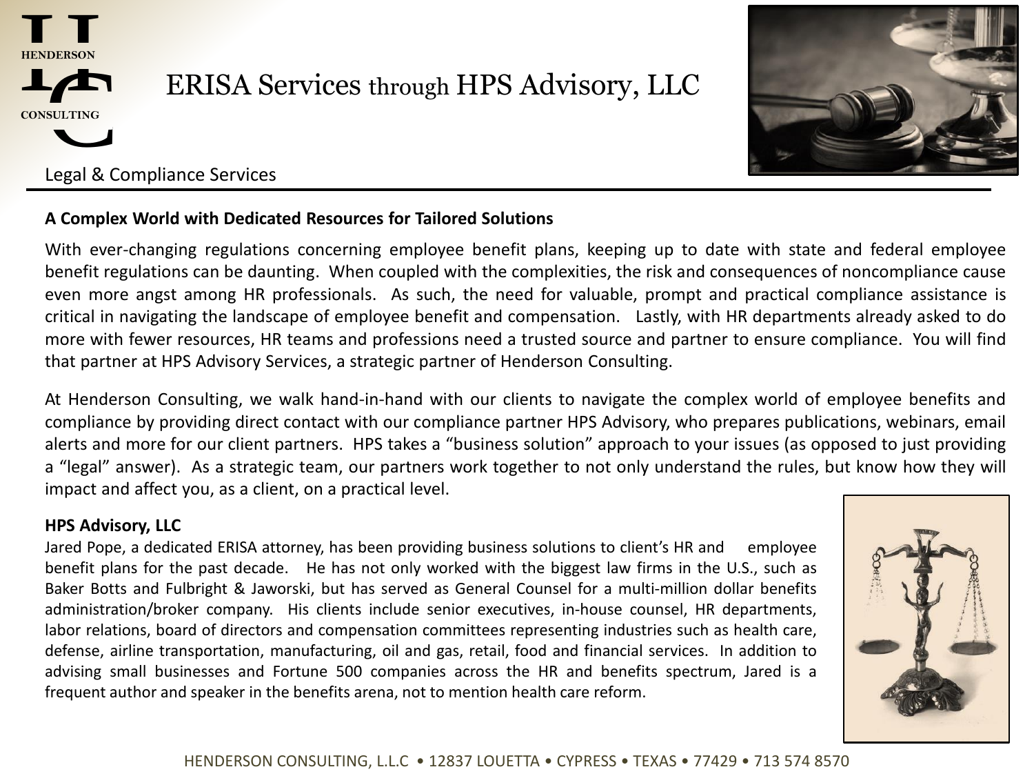# ERISA Services through HPS Advisory, LLC

Legal & Compliance Services

**A Complex World with Dedicated Resources for Tailored Solutions**

With ever-changing regulations concerning employee benefit plans, keeping up to date with state and federal employee benefit regulations can be daunting. When coupled with the complexities, the risk and consequences of noncompliance cause even more angst among HR professionals. As such, the need for valuable, prompt and practical compliance assistance is critical in navigating the landscape of employee benefit and compensation. Lastly, with HR departments already asked to do more with fewer resources, HR teams and professions need a trusted source and partner to ensure compliance. You will find that partner at HPS Advisory Services, a strategic partner of Henderson Consulting.

At Henderson Consulting, we walk hand-in-hand with our clients to navigate the complex world of employee benefits and compliance by providing direct contact with our compliance partner HPS Advisory, who prepares publications, webinars, email alerts and more for our client partners. HPS takes a "business solution" approach to your issues (as opposed to just providing a "legal" answer). As a strategic team, our partners work together to not only understand the rules, but know how they will impact and affect you, as a client, on a practical level.

**HPS Advisory, LLC**

Jared Pope, a dedicated ERISA attorney, has been providing business solutions to client's HR and employee benefit plans for the past decade. He has not only worked with the biggest law firms in the U.S., such as Baker Botts and Fulbright & Jaworski, but has served as General Counsel for a multi-million dollar benefits administration/broker company. His clients include senior executives, in-house counsel, HR departments, labor relations, board of directors and compensation committees representing industries such as health care, defense, airline transportation, manufacturing, oil and gas, retail, food and financial services. In addition to advising small businesses and Fortune 500 companies across the HR and benefits spectrum, Jared is a frequent author and speaker in the benefits arena, not to mention health care reform.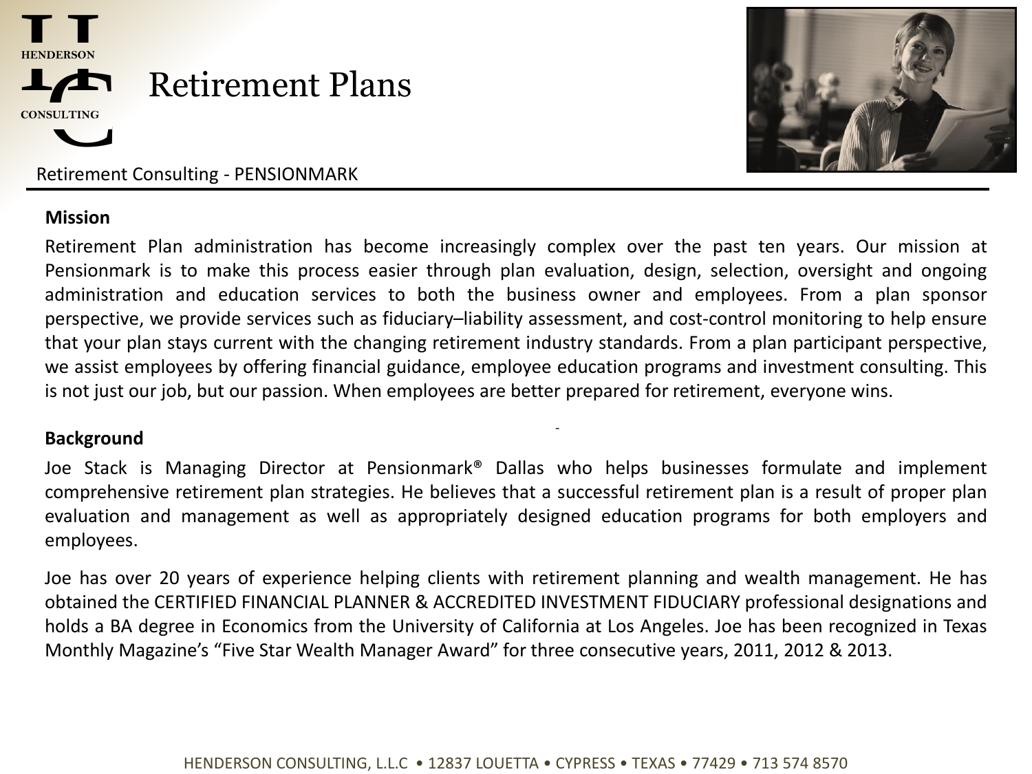# Retirement Plans

Retirement Consulting - PENSIONMARK

**Mission**

Retirement Plan administration has become increasingly complex over the past ten years. Our mission at Pensionmark is to make this process easier through plan evaluation, design, selection, oversight and ongoing administration and education services to both the business owner and employees. From a plan sponsor perspective, we provide services such as fiduciary–liability assessment, and cost-control monitoring to help ensure that your plan stays current with the changing retirement industry standards. From a plan participant perspective, we assist employees by offering financial guidance, employee education programs and investment consulting. This is not just our job, but our passion. When employees are better prepared for retirement, everyone wins.

**Background**

Joe Stack is Managing Director at Pensionmark® Dallas who helps businesses formulate and implement comprehensive retirement plan strategies. He believes that a successful retirement plan is a result of proper plan evaluation and management as well as appropriately designed education programs for both employers and employees.

Joe has over 20 years of experience helping clients with retirement planning and wealth management. He has obtained the CERTIFIED FINANCIAL PLANNER & ACCREDITED INVESTMENT FIDUCIARY professional designations and holds a BA degree in Economics from the University of California at Los Angeles. Joe has been recognized in Texas Monthly Magazine's "Five Star Wealth Manager Award" for three consecutive years, 2011, 2012 & 2013.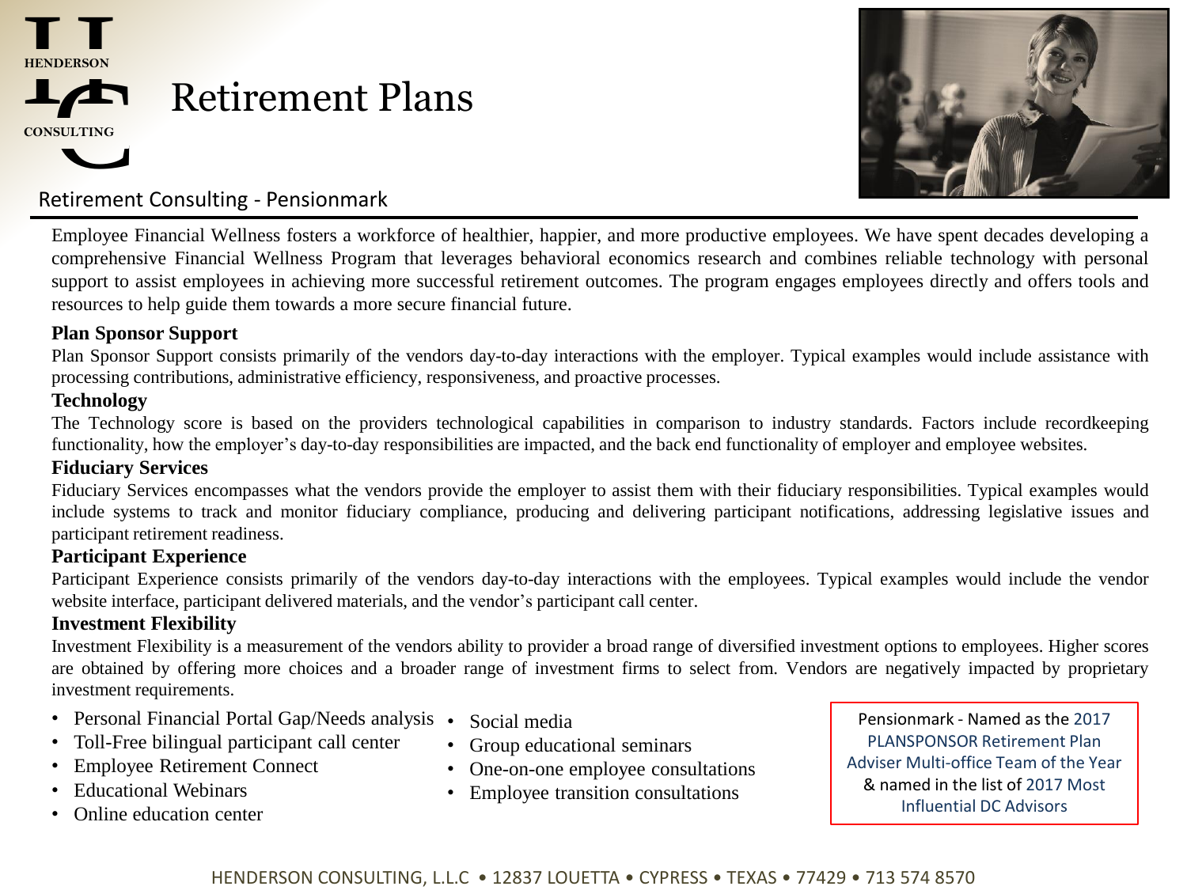# Retirement Plans

## Retirement Consulting - Pensionmark

Employee Financial Wellness fosters a workforce of healthier, happier, and more productive employees. We have spent decades developing a comprehensive Financial Wellness Program that leverages behavioral economics research and combines reliable technology with personal support to assist employees in achieving more successful retirement outcomes. The program engages employees directly and offers tools and resources to help guide them towards a more secure financial future.

**Plan Sponsor Support**

Plan Sponsor Support consists primarily of the vendors day-to-day interactions with the employer. Typical examples would include assistance with processing contributions, administrative efficiency, responsiveness, and proactive processes.

**Technology**

The Technology score is based on the providers technological capabilities in comparison to industry standards. Factors include recordkeeping functionality, how the employer's day-to-day responsibilities are impacted, and the back end functionality of employer and employee websites.

**Fiduciary Services**

Fiduciary Services encompasses what the vendors provide the employer to assist them with their fiduciary responsibilities. Typical examples would include systems to track and monitor fiduciary compliance, producing and delivering participant notifications, addressing legislative issues and participant retirement readiness.

**Participant Experience**

Participant Experience consists primarily of the vendors day-to-day interactions with the employees. Typical examples would include the vendor website interface, participant delivered materials, and the vendor's participant call center.

**Investment Flexibility**

Investment Flexibility is a measurement of the vendors ability to provider a broad range of diversified investment options to employees. Higher scores are obtained by offering more choices and a broader range of investment firms to select from. Vendors are negatively impacted by proprietary investment requirements.

- Personal Financial Portal Gap/Needs analysis
- Toll-Free bilingual participant call center
- Employee Retirement Connect
- Educational Webinars
- Online education center
- Social media
- Group educational seminars
- One-on-one employee consultations
- Employee transition consultations

Pensionmark - Named as the 2017 PLANSPONSOR Retirement Plan Adviser Multi-office Team of the Year & named in the list of 2017 Most Influential DC Advisors

HENDERSON CONSULTING, L.L.C • 12837 LOUETTA • CYPRESS • TEXAS • 77429 • 713 574 8570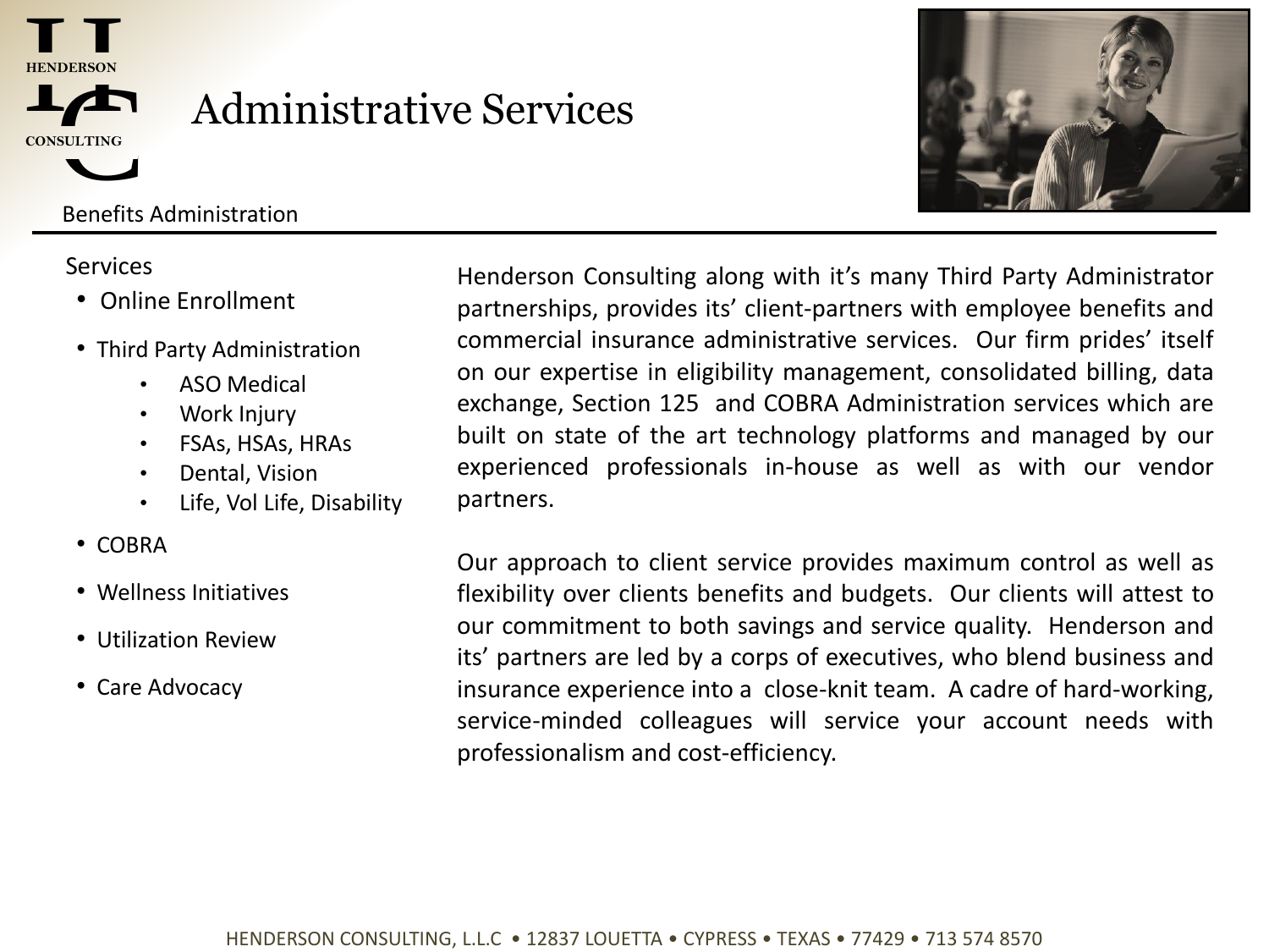# Administrative Services

Benefits Administration

Services

- Online Enrollment
- Third Party Administration
  - ASO Medical
  - Work Injury
  - FSAs, HSAs, HRAs
  - Dental, Vision
  - Life, Vol Life, Disability
- COBRA
- Wellness Initiatives
- Utilization Review
- Care Advocacy

Henderson Consulting along with it's many Third Party Administrator partnerships, provides its' client-partners with employee benefits and commercial insurance administrative services. Our firm prides' itself on our expertise in eligibility management, consolidated billing, data exchange, Section 125 and COBRA Administration services which are built on state of the art technology platforms and managed by our experienced professionals in-house as well as with our vendor partners.

Our approach to client service provides maximum control as well as flexibility over clients benefits and budgets. Our clients will attest to our commitment to both savings and service quality. Henderson and its' partners are led by a corps of executives, who blend business and insurance experience into a close-knit team. A cadre of hard-working, service-minded colleagues will service your account needs with professionalism and cost-efficiency.

HENDERSON CONSULTING, L.L.C • 12837 LOUETTA • CYPRESS • TEXAS • 77429 • 713 574 8570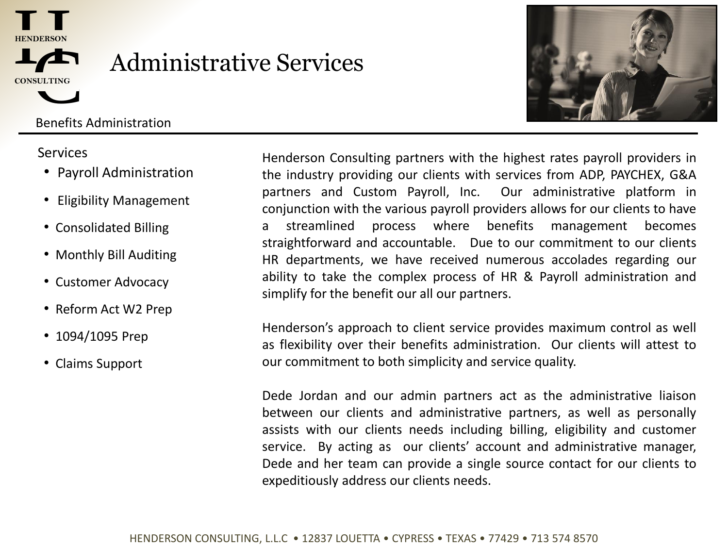# Administrative Services

Benefits Administration

Services

- Payroll Administration
- Eligibility Management
- Consolidated Billing
- Monthly Bill Auditing
- Customer Advocacy
- Reform Act W2 Prep
- 1094/1095 Prep
- Claims Support

Henderson Consulting partners with the highest rates payroll providers in the industry providing our clients with services from ADP, PAYCHEX, G&A partners and Custom Payroll, Inc. Our administrative platform in conjunction with the various payroll providers allows for our clients to have a streamlined process where benefits management becomes straightforward and accountable. Due to our commitment to our clients HR departments, we have received numerous accolades regarding our ability to take the complex process of HR & Payroll administration and simplify for the benefit our all our partners.

Henderson's approach to client service provides maximum control as well as flexibility over their benefits administration. Our clients will attest to our commitment to both simplicity and service quality.

Dede Jordan and our admin partners act as the administrative liaison between our clients and administrative partners, as well as personally assists with our clients needs including billing, eligibility and customer service. By acting as our clients' account and administrative manager, Dede and her team can provide a single source contact for our clients to expeditiously address our clients needs.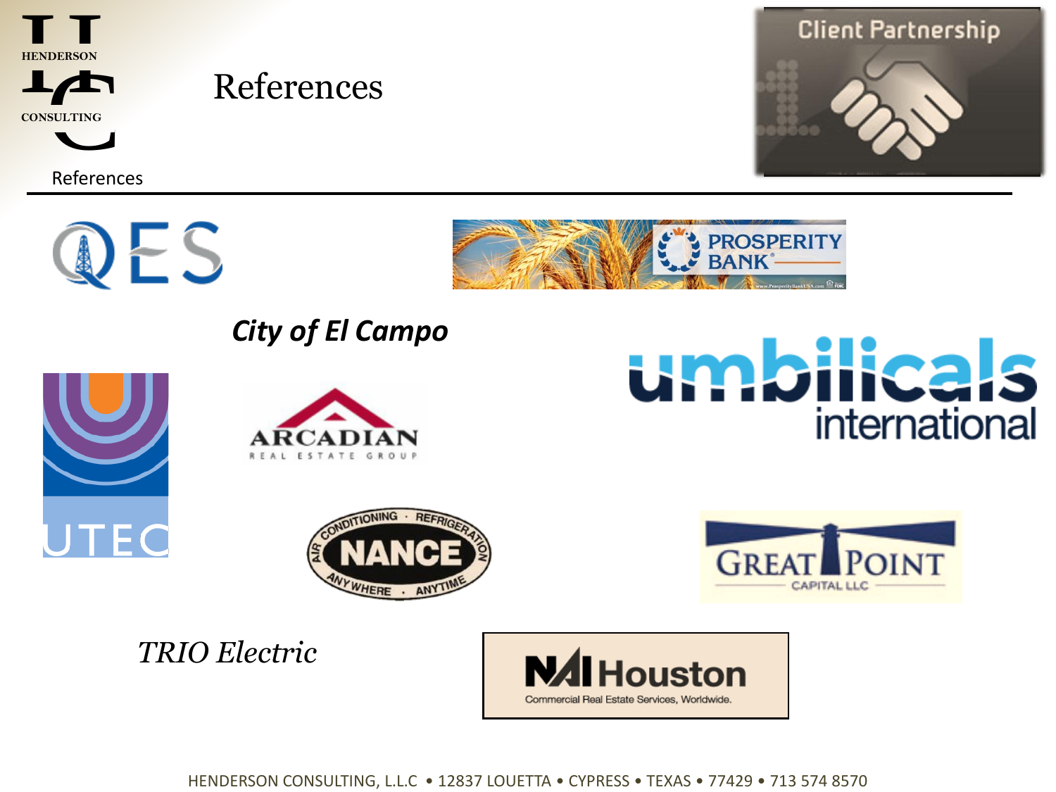# References

References

QES

PROSPERITY BANK

*City of El Campo*

umbilicals international

UTEC

ARCADIAN REAL ESTATE GROUP

AIR CONDITIONING · REFRIGERATION NANCE ANY WHERE · ANYTIME

GREAT POINT CAPITAL LLC

*TRIO Electric*

NAI Houston Commercial Real Estate Services, Worldwide.

HENDERSON CONSULTING, L.L.C • 12837 LOUETTA • CYPRESS • TEXAS • 77429 • 713 574 8570